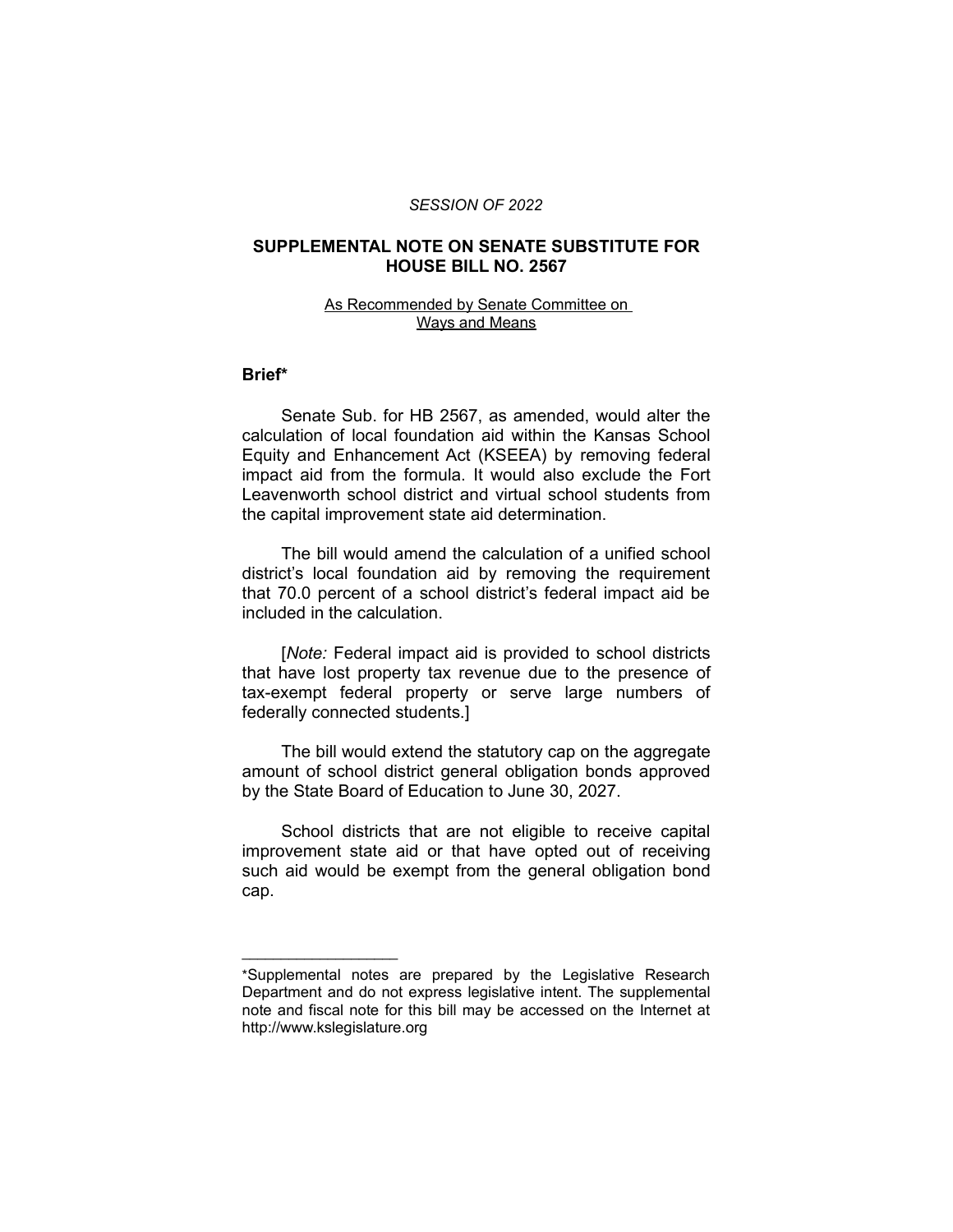*SESSION OF 2022*

# SUPPLEMENTAL NOTE ON SENATE SUBSTITUTE FOR HOUSE BILL NO. 2567

As Recommended by Senate Committee on Ways and Means

## Brief*

Senate Sub. for HB 2567, as amended, would alter the calculation of local foundation aid within the Kansas School Equity and Enhancement Act (KSEEA) by removing federal impact aid from the formula. It would also exclude the Fort Leavenworth school district and virtual school students from the capital improvement state aid determination.

The bill would amend the calculation of a unified school district's local foundation aid by removing the requirement that 70.0 percent of a school district's federal impact aid be included in the calculation.

[*Note:* Federal impact aid is provided to school districts that have lost property tax revenue due to the presence of tax-exempt federal property or serve large numbers of federally connected students.]

The bill would extend the statutory cap on the aggregate amount of school district general obligation bonds approved by the State Board of Education to June 30, 2027.

School districts that are not eligible to receive capital improvement state aid or that have opted out of receiving such aid would be exempt from the general obligation bond cap.

---

*Supplemental notes are prepared by the Legislative Research Department and do not express legislative intent. The supplemental note and fiscal note for this bill may be accessed on the Internet at http://www.kslegislature.org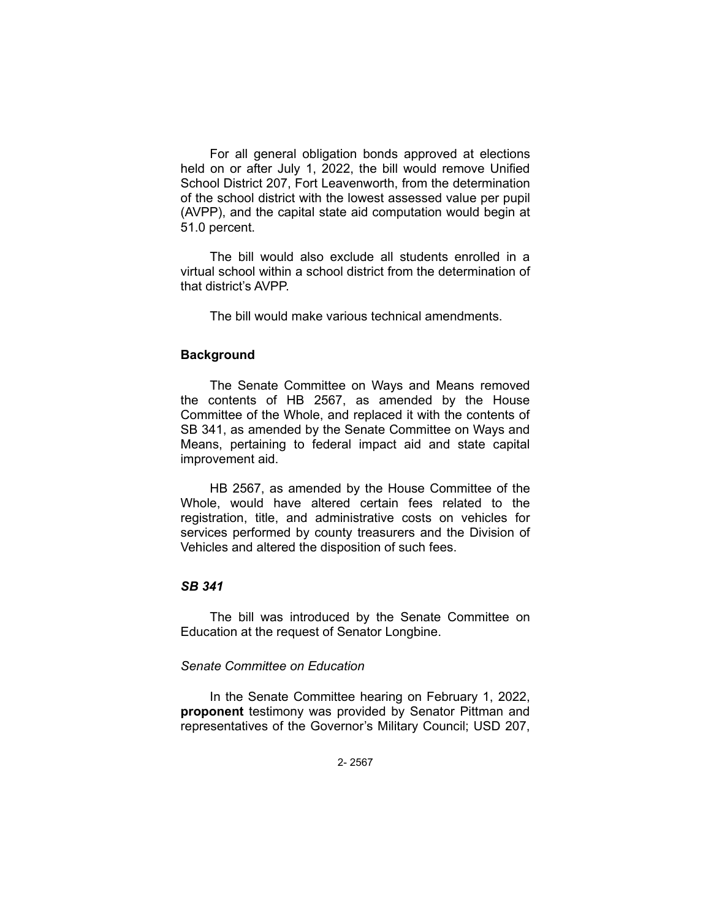For all general obligation bonds approved at elections held on or after July 1, 2022, the bill would remove Unified School District 207, Fort Leavenworth, from the determination of the school district with the lowest assessed value per pupil (AVPP), and the capital state aid computation would begin at 51.0 percent.

The bill would also exclude all students enrolled in a virtual school within a school district from the determination of that district's AVPP.

The bill would make various technical amendments.

## Background

The Senate Committee on Ways and Means removed the contents of HB 2567, as amended by the House Committee of the Whole, and replaced it with the contents of SB 341, as amended by the Senate Committee on Ways and Means, pertaining to federal impact aid and state capital improvement aid.

HB 2567, as amended by the House Committee of the Whole, would have altered certain fees related to the registration, title, and administrative costs on vehicles for services performed by county treasurers and the Division of Vehicles and altered the disposition of such fees.

### *SB 341*

The bill was introduced by the Senate Committee on Education at the request of Senator Longbine.

*Senate Committee on Education*

In the Senate Committee hearing on February 1, 2022, **proponent** testimony was provided by Senator Pittman and representatives of the Governor's Military Council; USD 207,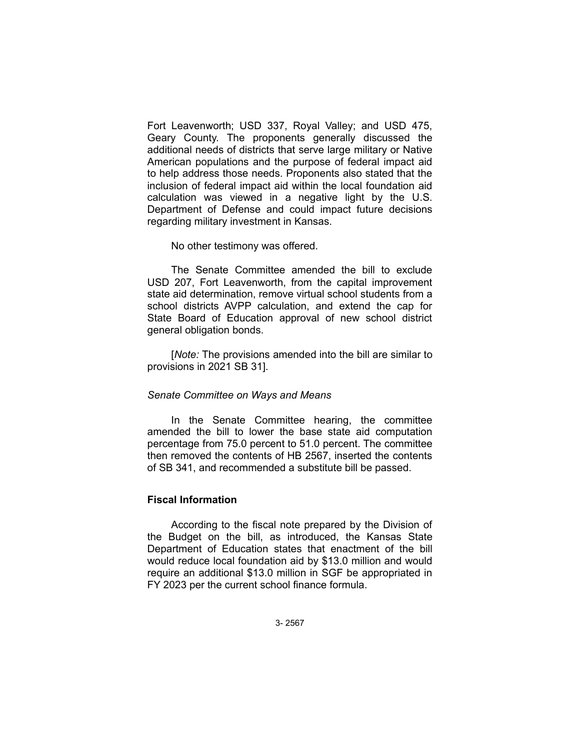Fort Leavenworth; USD 337, Royal Valley; and USD 475, Geary County. The proponents generally discussed the additional needs of districts that serve large military or Native American populations and the purpose of federal impact aid to help address those needs. Proponents also stated that the inclusion of federal impact aid within the local foundation aid calculation was viewed in a negative light by the U.S. Department of Defense and could impact future decisions regarding military investment in Kansas.

No other testimony was offered.

The Senate Committee amended the bill to exclude USD 207, Fort Leavenworth, from the capital improvement state aid determination, remove virtual school students from a school districts AVPP calculation, and extend the cap for State Board of Education approval of new school district general obligation bonds.

[*Note:* The provisions amended into the bill are similar to provisions in 2021 SB 31].

*Senate Committee on Ways and Means*

In the Senate Committee hearing, the committee amended the bill to lower the base state aid computation percentage from 75.0 percent to 51.0 percent. The committee then removed the contents of HB 2567, inserted the contents of SB 341, and recommended a substitute bill be passed.

### Fiscal Information

According to the fiscal note prepared by the Division of the Budget on the bill, as introduced, the Kansas State Department of Education states that enactment of the bill would reduce local foundation aid by $13.0 million and would require an additional $13.0 million in SGF be appropriated in FY 2023 per the current school finance formula.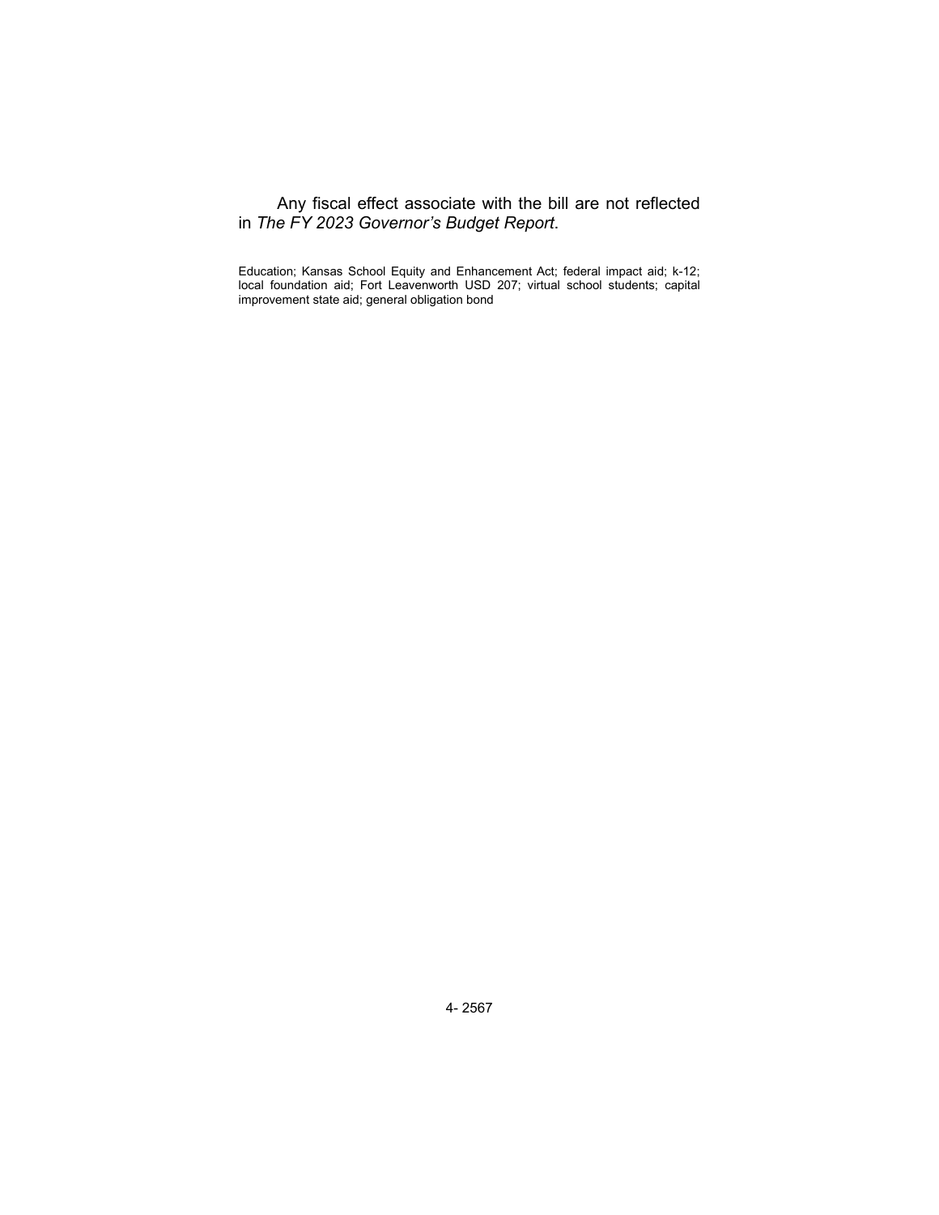Any fiscal effect associate with the bill are not reflected in *The FY 2023 Governor's Budget Report*.

Education; Kansas School Equity and Enhancement Act; federal impact aid; k-12; local foundation aid; Fort Leavenworth USD 207; virtual school students; capital improvement state aid; general obligation bond